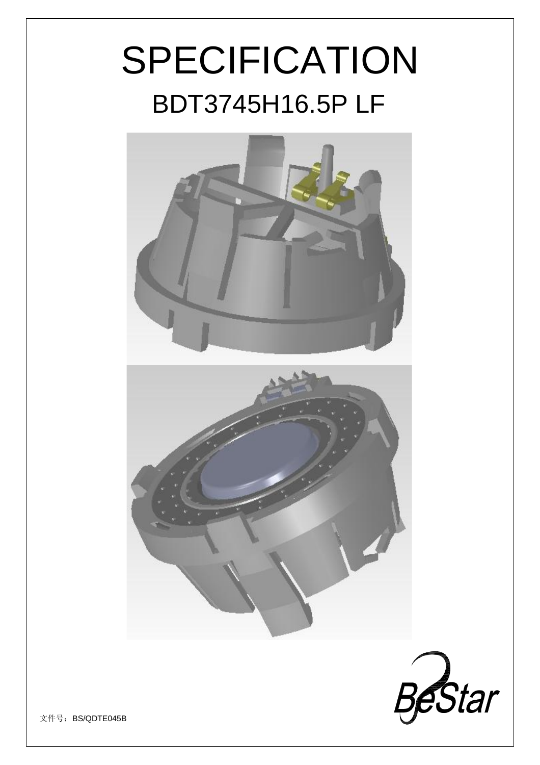# SPECIFICATION

## BDT3745H16.5P LF

BeStar

文件号：BS/QDTE045B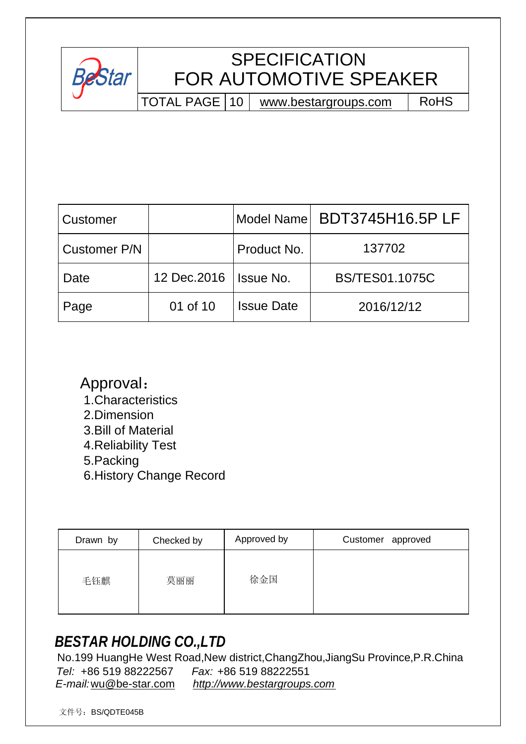BeStar

# SPECIFICATION FOR AUTOMOTIVE SPEAKER

| TOTAL PAGE | 10 | www.bestargroups.com | RoHS |
|---|---|---|---|

| Customer | | Model Name | BDT3745H16.5P LF |
|---|---|---|---|
| Customer P/N | | Product No. | 137702 |
| Date | 12 Dec.2016 | Issue No. | BS/TES01.1075C |
| Page | 01 of 10 | Issue Date | 2016/12/12 |

## Approval：

1. Characteristics
2. Dimension
3. Bill of Material
4. Reliability Test
5. Packing
6. History Change Record

| Drawn by | Checked by | Approved by | Customer approved |
|---|---|---|---|
| 毛钰麒 | 莫丽丽 | 徐金国 | |

## *BESTAR HOLDING CO.,LTD*

No.199 HuangHe West Road,New district,ChangZhou,JiangSu Province,P.R.China

*Tel:* +86 519 88222567 *Fax:* +86 519 88222551

*E-mail:* wu@be-star.com *http://www.bestargroups.com*

文件号：BS/QDTE045B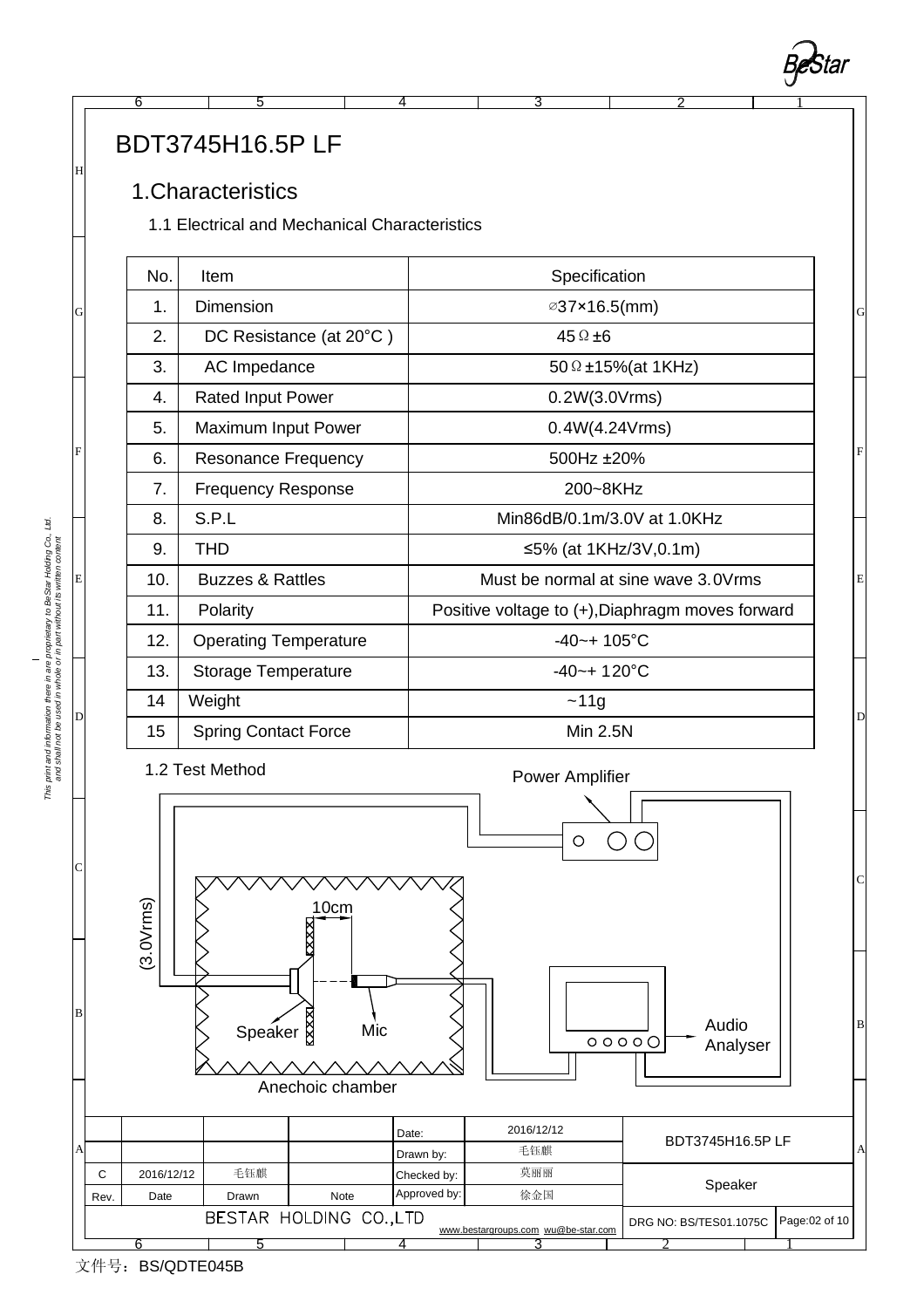# BDT3745H16.5P LF

## 1.Characteristics

### 1.1 Electrical and Mechanical Characteristics

| No. | Item | Specification |
|---|---|---|
| 1. | Dimension | ∅37×16.5(mm) |
| 2. | DC Resistance (at 20°C ) | 45Ω±6 |
| 3. | AC Impedance | 50Ω±15%(at 1KHz) |
| 4. | Rated Input Power | 0.2W(3.0Vrms) |
| 5. | Maximum Input Power | 0.4W(4.24Vrms) |
| 6. | Resonance Frequency | 500Hz ±20% |
| 7. | Frequency Response | 200~8KHz |
| 8. | S.P.L | Min86dB/0.1m/3.0V at 1.0KHz |
| 9. | THD | ≤5% (at 1KHz/3V,0.1m) |
| 10. | Buzzes & Rattles | Must be normal at sine wave 3.0Vrms |
| 11. | Polarity | Positive voltage to (+),Diaphragm moves forward |
| 12. | Operating Temperature | -40~+ 105°C |
| 13. | Storage Temperature | -40~+ 120°C |
| 14 | Weight | ~11g |
| 15 | Spring Contact Force | Min 2.5N |

### 1.2 Test Method

Power Amplifier

(3.0Vrms)

10cm

Speaker

Mic

Audio Analyser

Anechoic chamber

| | | | | Date: | 2016/12/12 | BDT3745H16.5P LF | |
|---|---|---|---|---|---|---|---|
| | | | | Drawn by: | 毛钰麒 | | |
| C | 2016/12/12 | 毛钰麒 | | Checked by: | 莫丽丽 | Speaker | |
| Rev. | Date | Drawn | Note | Approved by: | 徐金国 | | |
| BESTAR HOLDING CO.,LTD | | | | www.bestargroups.com wu@be-star.com | | DRG NO: BS/TES01.1075C | Page:02 of 10 |

This print and information there in are proprietary to BeStar Holding Co., Ltd. and shall not be used in whole or in part without its written content

文件号：BS/QDTE045B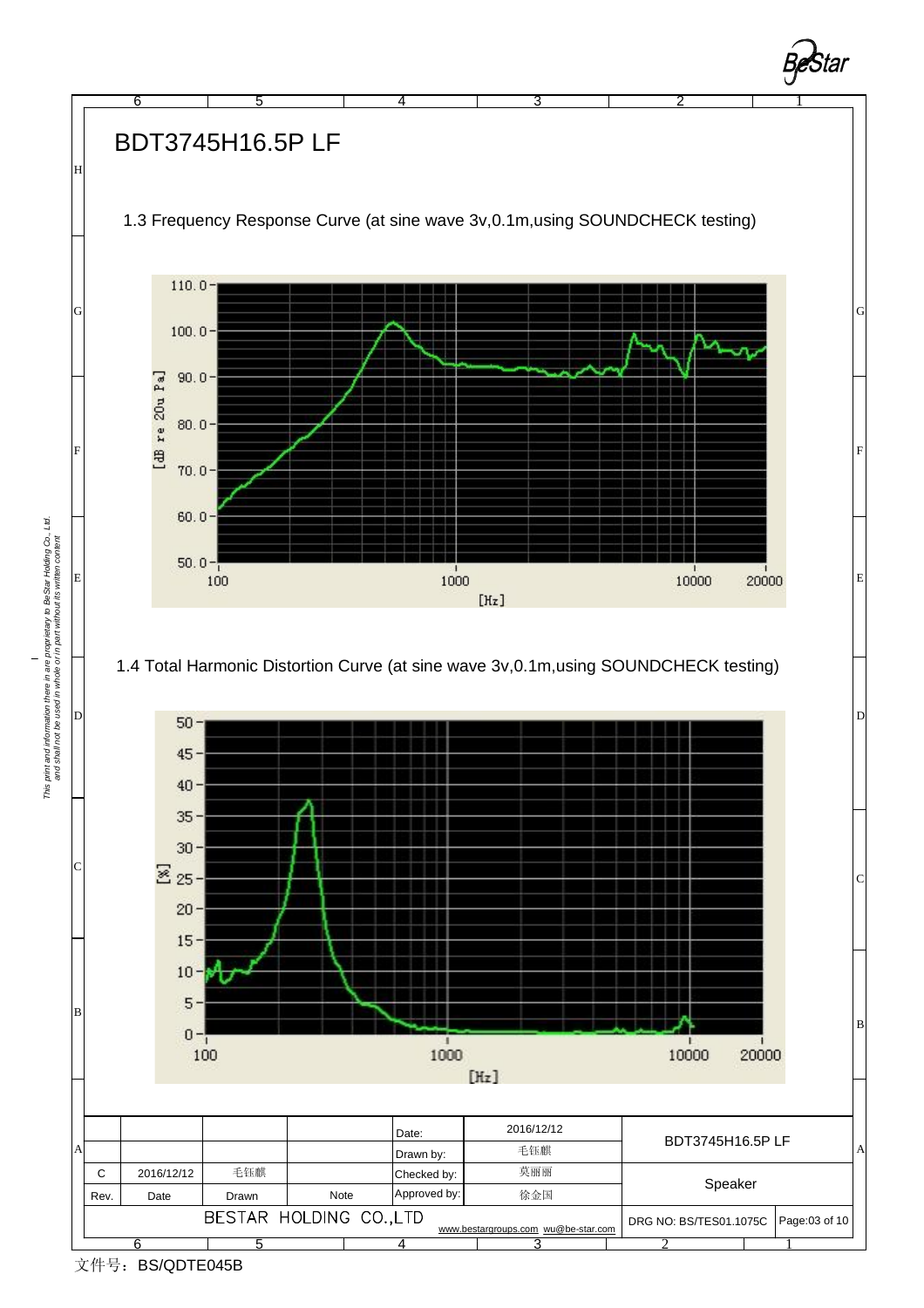# BDT3745H16.5P LF

1.3 Frequency Response Curve (at sine wave 3v,0.1m,using SOUNDCHECK testing)

1.4 Total Harmonic Distortion Curve (at sine wave 3v,0.1m,using SOUNDCHECK testing)

|  |  |  |  | Date: | 2016/12/12 | BDT3745H16.5P LF |  |
|---|---|---|---|---|---|---|---|
|  |  |  |  | Drawn by: | 毛钰麒 |  |  |
| C | 2016/12/12 | 毛钰麒 |  | Checked by: | 莫丽丽 | Speaker |  |
| Rev. | Date | Drawn | Note | Approved by: | 徐金国 |  |  |
| BESTAR HOLDING CO.,LTD |  |  |  |  | www.bestargroups.com wu@be-star.com | DRG NO: BS/TES01.1075C | Page:03 of 10 |

This print and information there in are proprietary to BeStar Holding Co., Ltd. and shall not be used in whole or in part without its written content

文件号：BS/QDTE045B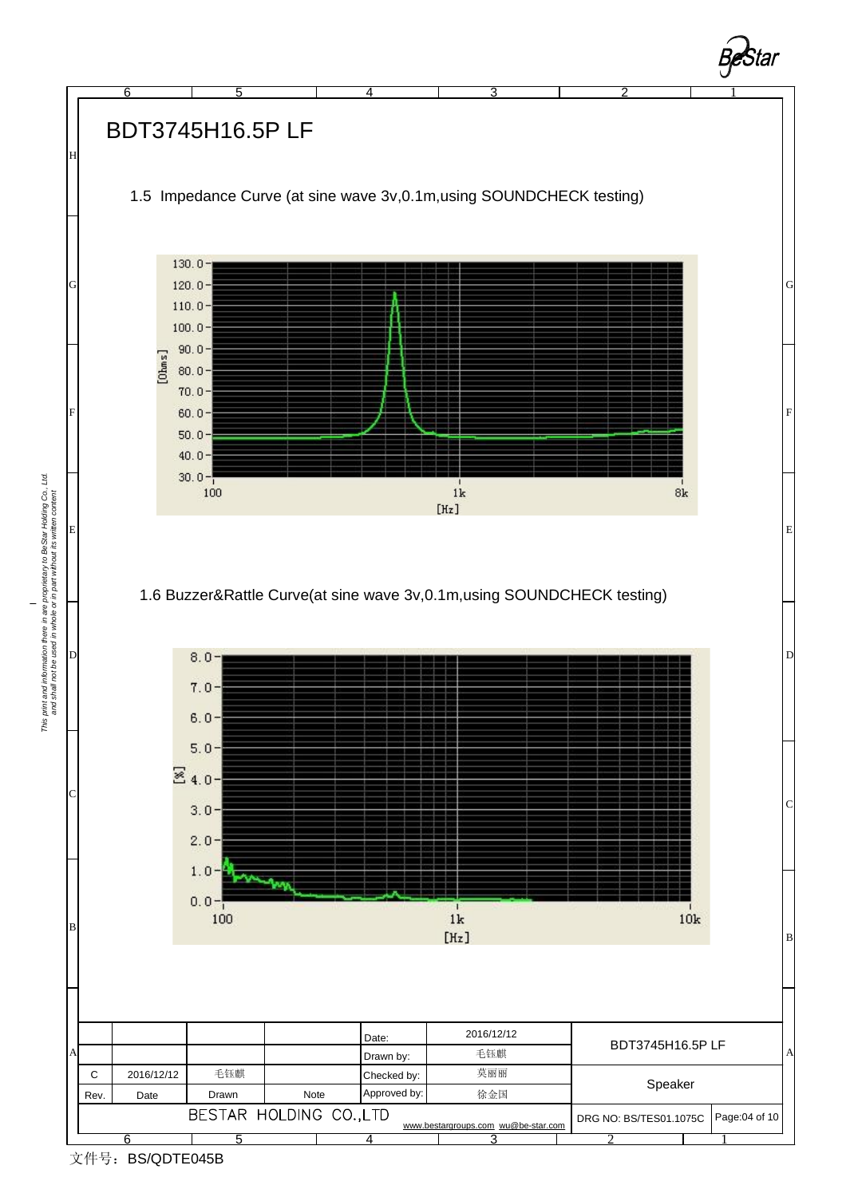# BDT3745H16.5P LF

1.5 Impedance Curve (at sine wave 3v,0.1m,using SOUNDCHECK testing)

1.6 Buzzer&Rattle Curve(at sine wave 3v,0.1m,using SOUNDCHECK testing)

|  |  |  |  | Date: | 2016/12/12 | BDT3745H16.5P LF | |
|---|---|---|---|---|---|---|---|
|  |  |  |  | Drawn by: | 毛钰麒 | | |
| C | 2016/12/12 | 毛钰麒 |  | Checked by: | 莫丽丽 | Speaker | |
| Rev. | Date | Drawn | Note | Approved by: | 徐金国 | | |
| BESTAR HOLDING CO.,LTD | | | | www.bestargroups.com wu@be-star.com | | DRG NO: BS/TES01.1075C | Page:04 of 10 |

This print and information there in are proprietary to BeStar Holding Co., Ltd. and shall not be used in whole or in part without its written content

文件号：BS/QDTE045B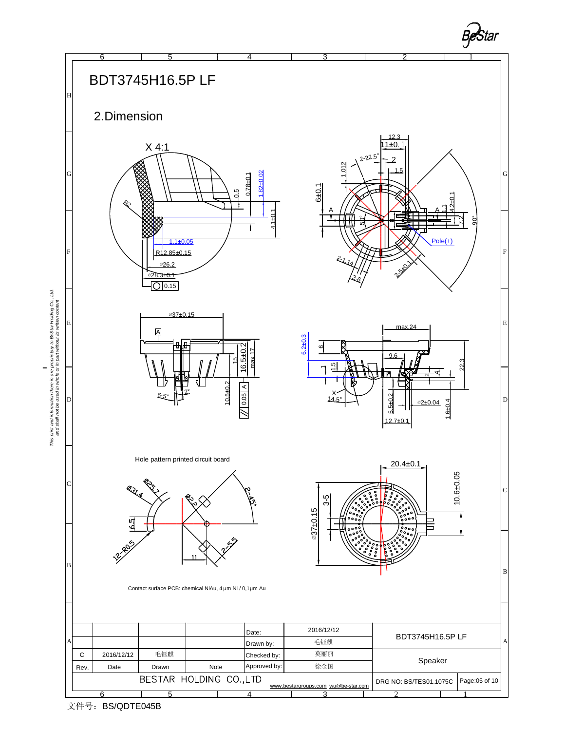# BDT3745H16.5P LF

## 2.Dimension

X 4:1

Hole pattern printed circuit board

Contact surface PCB: chemical NiAu, 4 µm Ni / 0,1µm Au

|  |  |  |  | Date: | 2016/12/12 | BDT3745H16.5P LF |  |
|---|---|---|---|---|---|---|---|
|  |  |  |  | Drawn by: | 毛钰麒 |  |  |
| C | 2016/12/12 | 毛钰麒 |  | Checked by: | 莫丽丽 | Speaker |  |
| Rev. | Date | Drawn | Note | Approved by: | 徐金国 |  |  |
| BESTAR HOLDING CO.,LTD |  |  |  | www.bestargroups.com wu@be-star.com |  | DRG NO: BS/TES01.1075C | Page:05 of 10 |

*This print and information there in are proprietary to BeStar Holding Co., Ltd. and shall not be used in whole or in part without its written content*

文件号：BS/QDTE045B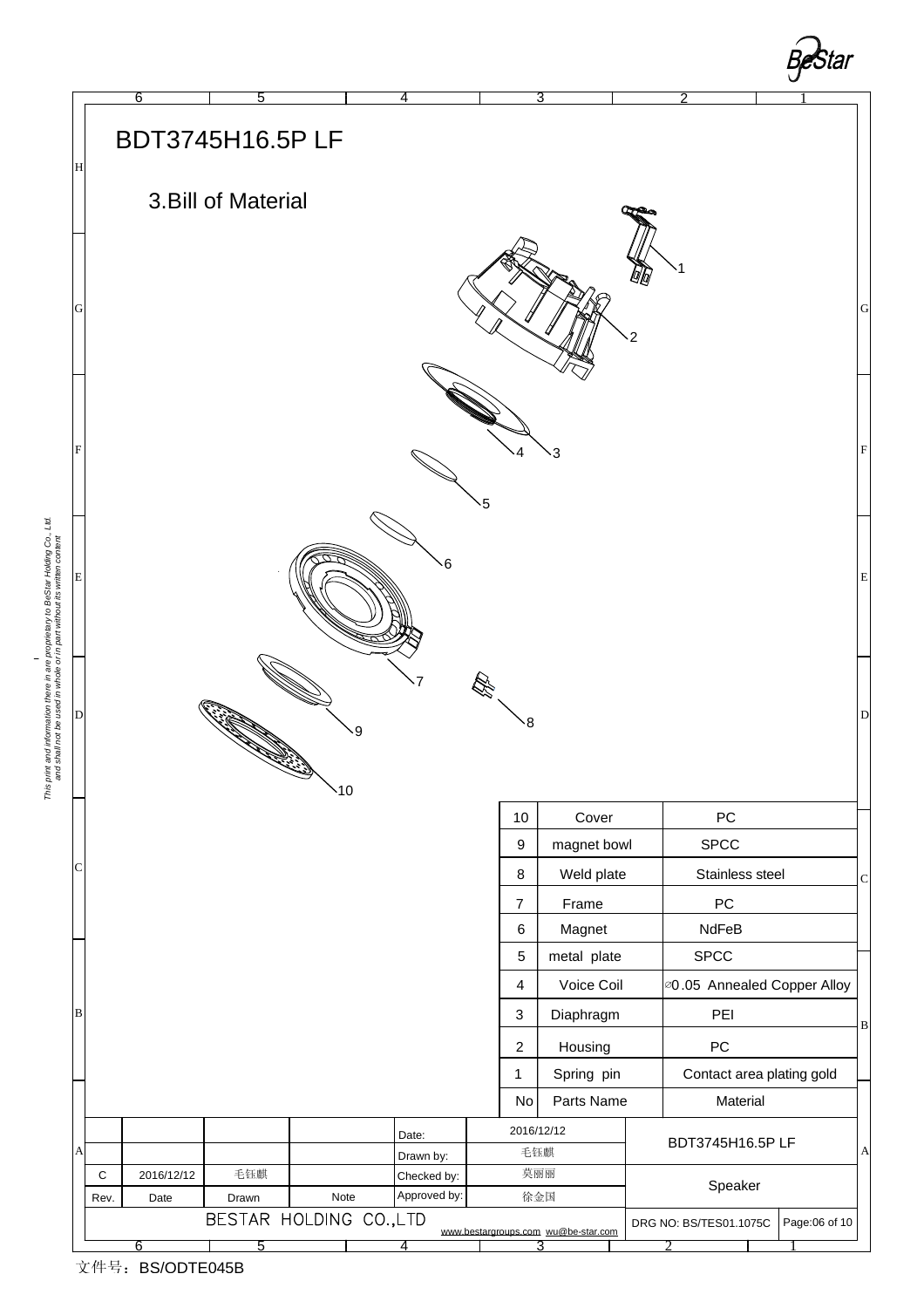# BDT3745H16.5P LF

## 3.Bill of Material

| No | Parts Name | Material |
|---|---|---|
| 10 | Cover | PC |
| 9 | magnet bowl | SPCC |
| 8 | Weld plate | Stainless steel |
| 7 | Frame | PC |
| 6 | Magnet | NdFeB |
| 5 | metal plate | SPCC |
| 4 | Voice Coil | ∅0.05 Annealed Copper Alloy |
| 3 | Diaphragm | PEI |
| 2 | Housing | PC |
| 1 | Spring pin | Contact area plating gold |

| Rev. | Date | Drawn | Note | | | |
|---|---|---|---|---|---|---|
| | | | | Date: | 2016/12/12 | BDT3745H16.5P LF |
| | | | | Drawn by: | 毛钰麒 | |
| C | 2016/12/12 | 毛钰麒 | | Checked by: | 莫丽丽 | Speaker |
| | | | | Approved by: | 徐金国 | |

BESTAR HOLDING CO.,LTD

www.bestargroups.com wu@be-star.com

DRG NO: BS/TES01.1075C

This print and information there in are proprietary to BeStar Holding Co., Ltd. and shall not be used in whole or in part without its written content

文件号：BS/ODTE045B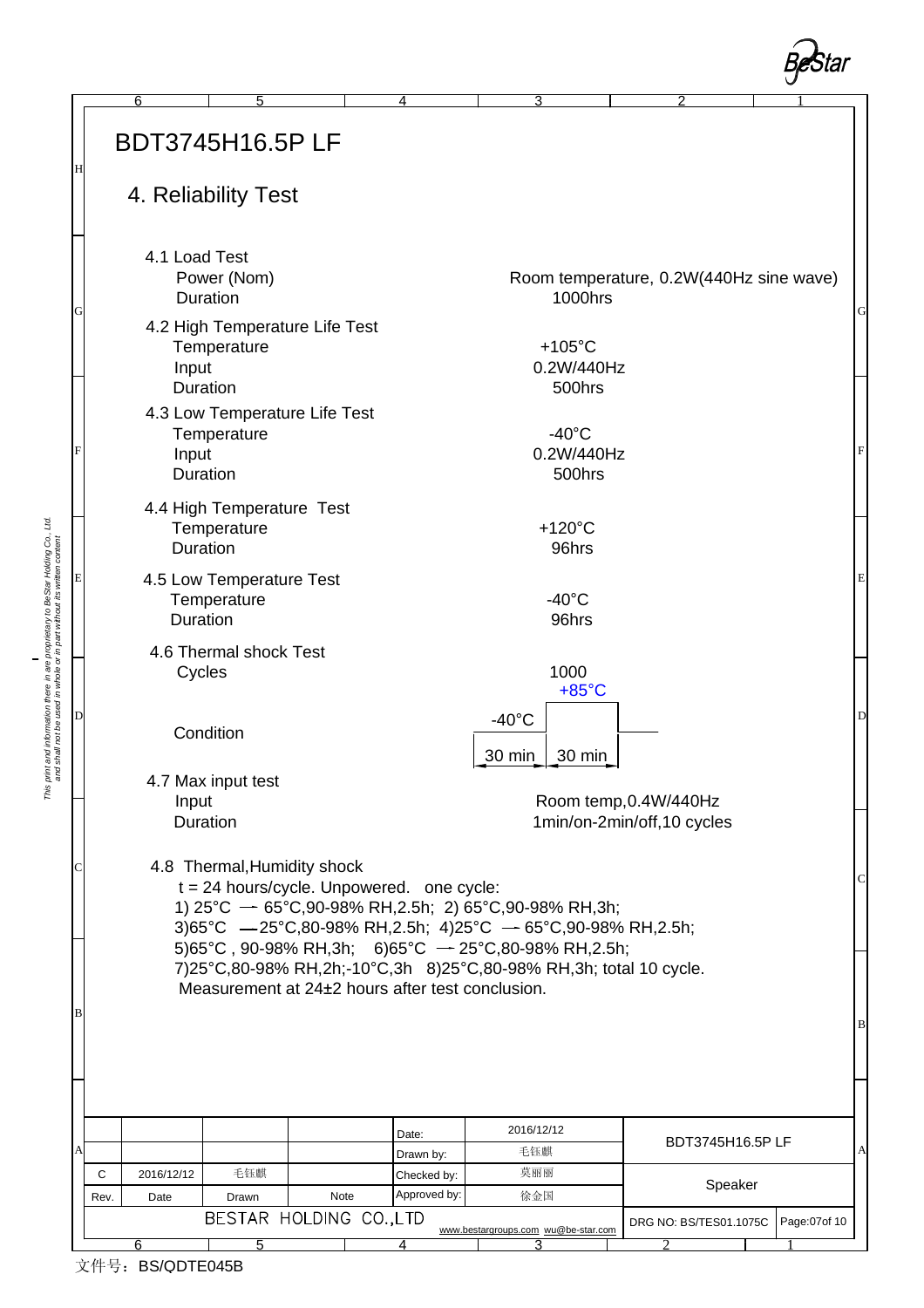# BDT3745H16.5P LF

## 4. Reliability Test

### 4.1 Load Test

| | |
|---|---|
| Power (Nom) | Room temperature, 0.2W(440Hz sine wave) |
| Duration | 1000hrs |

### 4.2 High Temperature Life Test

| | |
|---|---|
| Temperature | +105°C |
| Input | 0.2W/440Hz |
| Duration | 500hrs |

### 4.3 Low Temperature Life Test

| | |
|---|---|
| Temperature | -40°C |
| Input | 0.2W/440Hz |
| Duration | 500hrs |

### 4.4 High Temperature Test

| | |
|---|---|
| Temperature | +120°C |
| Duration | 96hrs |

### 4.5 Low Temperature Test

| | |
|---|---|
| Temperature | -40°C |
| Duration | 96hrs |

### 4.6 Thermal shock Test

| | |
|---|---|
| Cycles | 1000 |
| Condition | -40°C 30 min / +85°C 30 min |

### 4.7 Max input test

| | |
|---|---|
| Input | Room temp,0.4W/440Hz |
| Duration | 1min/on-2min/off,10 cycles |

### 4.8 Thermal,Humidity shock

t = 24 hours/cycle. Unpowered. one cycle:
1) 25°C → 65°C,90-98% RH,2.5h; 2) 65°C,90-98% RH,3h;
3)65°C —25°C,80-98% RH,2.5h; 4)25°C → 65°C,90-98% RH,2.5h;
5)65°C , 90-98% RH,3h; 6)65°C → 25°C,80-98% RH,2.5h;
7)25°C,80-98% RH,2h;-10°C,3h 8)25°C,80-98% RH,3h; total 10 cycle.
Measurement at 24±2 hours after test conclusion.

| | | | | | | |
|---|---|---|---|---|---|---|
| | | | | Date: | 2016/12/12 | BDT3745H16.5P LF |
| | | | | Drawn by: | 毛钰麒 | |
| C | 2016/12/12 | 毛钰麒 | | Checked by: | 莫丽丽 | Speaker |
| Rev. | Date | Drawn | Note | Approved by: | 徐金国 | |
| BESTAR HOLDING CO.,LTD | | | | | www.bestargroups.com wu@be-star.com | DRG NO: BS/TES01.1075C |

文件号：BS/QDTE045B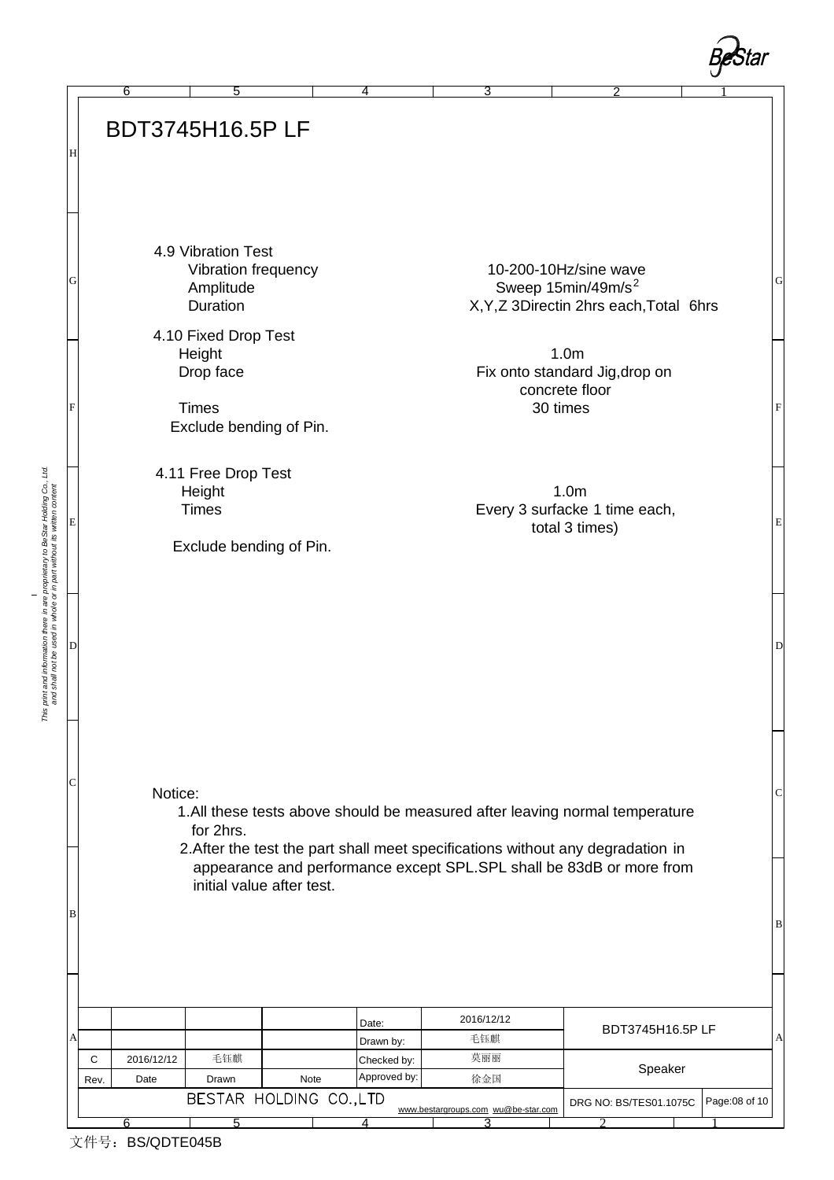# BDT3745H16.5P LF

4.9 Vibration Test

| | |
|---|---|
| Vibration frequency | 10-200-10Hz/sine wave |
| Amplitude | Sweep 15min/49m/s$^2$ |
| Duration | X,Y,Z 3Directin 2hrs each,Total 6hrs |

4.10 Fixed Drop Test

| | |
|---|---|
| Height | 1.0m |
| Drop face | Fix onto standard Jig,drop on concrete floor |
| Times | 30 times |

Exclude bending of Pin.

4.11 Free Drop Test

| | |
|---|---|
| Height | 1.0m |
| Times | Every 3 surfacke 1 time each, total 3 times) |

Exclude bending of Pin.

Notice:

1.All these tests above should be measured after leaving normal temperature for 2hrs.

2.After the test the part shall meet specifications without any degradation in appearance and performance except SPL.SPL shall be 83dB or more from initial value after test.

| | | | | | | |
|---|---|---|---|---|---|---|
| | | | | Date: | 2016/12/12 | BDT3745H16.5P LF |
| | | | | Drawn by: | 毛钰麒 | |
| C | 2016/12/12 | 毛钰麒 | | Checked by: | 莫丽丽 | Speaker |
| Rev. | Date | Drawn | Note | Approved by: | 徐金国 | |
| BESTAR HOLDING CO.,LTD | | | | | www.bestargroups.com wu@be-star.com | DRG NO: BS/TES01.1075C |

文件号：BS/QDTE045B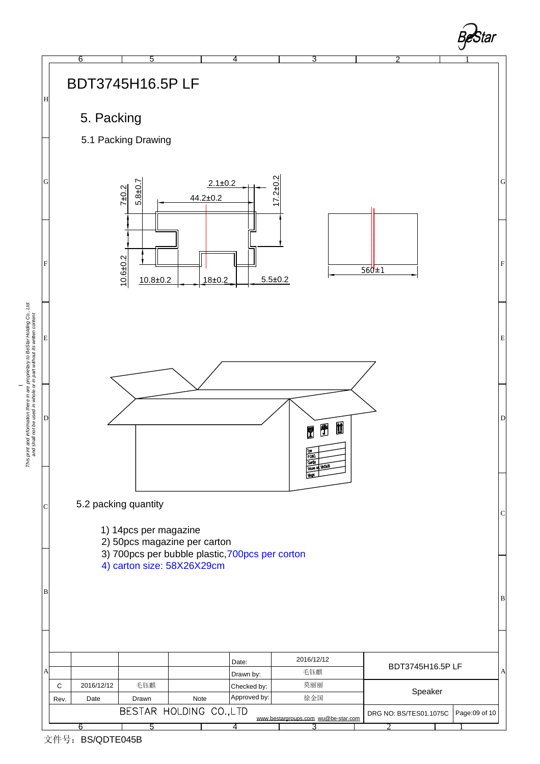# BDT3745H16.5P LF

## 5. Packing

### 5.1 Packing Drawing

7±0.2 5.8±0.7 2.1±0.2 44.2±0.2 17.2±0.2

10.6±0.2 10.8±0.2 18±0.2 5.5±0.2

560±1

### 5.2 packing quantity

1) 14pcs per magazine
2) 50pcs magazine per carton
3) 700pcs per bubble plastic,700pcs per corton
4) carton size: 58X26X29cm

| | | | | Date: | 2016/12/12 | BDT3745H16.5P LF | |
|---|---|---|---|---|---|---|---|
| | | | | Drawn by: | 毛钰麒 | | |
| C | 2016/12/12 | 毛钰麒 | | Checked by: | 莫丽丽 | Speaker | |
| Rev. | Date | Drawn | Note | Approved by: | 徐金国 | | |
| BESTAR HOLDING CO.,LTD | | | | www.bestargroups.com wu@be-star.com | | DRG NO: BS/TES01.1075C | Page:09 of 10 |

文件号：BS/QDTE045B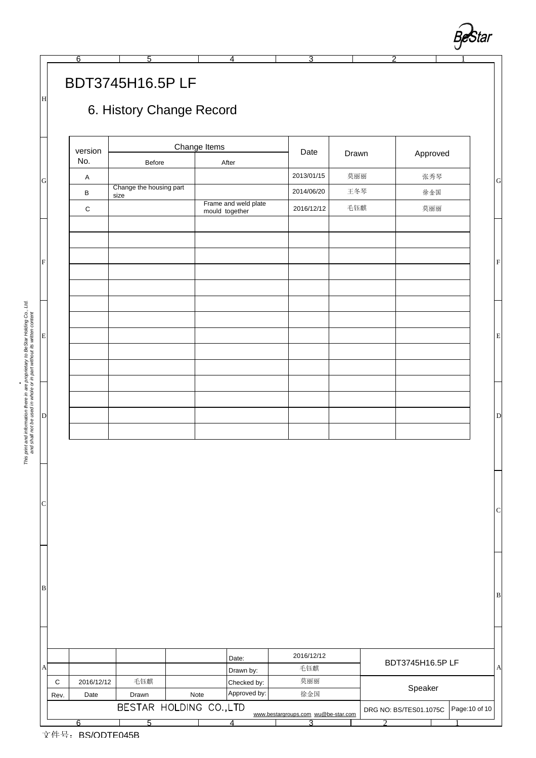# BDT3745H16.5P LF

## 6. History Change Record

| version No. | Change Items | | Date | Drawn | Approved |
|---|---|---|---|---|---|
| | Before | After | | | |
| A | | | 2013/01/15 | 莫丽丽 | 张秀琴 |
| B | Change the housing part size | | 2014/06/20 | 王冬琴 | 徐金国 |
| C | | Frame and weld plate mould together | 2016/12/12 | 毛钰麒 | 莫丽丽 |
| | | | | | |
| | | | | | |
| | | | | | |
| | | | | | |
| | | | | | |
| | | | | | |
| | | | | | |
| | | | | | |
| | | | | | |
| | | | | | |
| | | | | | |
| | | | | | |
| | | | | | |
| | | | | | |

*This print and information there in are proprietary to BeStar Holding Co., Ltd. and shall not be used in whole or in part without its written content*

| | | | | | | | |
|---|---|---|---|---|---|---|---|
| | | | | Date: | 2016/12/12 | BDT3745H16.5P LF | |
| | | | | Drawn by: | 毛钰麒 | | |
| C | 2016/12/12 | 毛钰麒 | | Checked by: | 莫丽丽 | Speaker | |
| Rev. | Date | Drawn | Note | Approved by: | 徐金国 | | |
| BESTAR HOLDING CO.,LTD | | | | | www.bestargroups.com wu@be-star.com | DRG NO: BS/TES01.1075C | Page:10 of 10 |

文件号：BS/QDTE045B